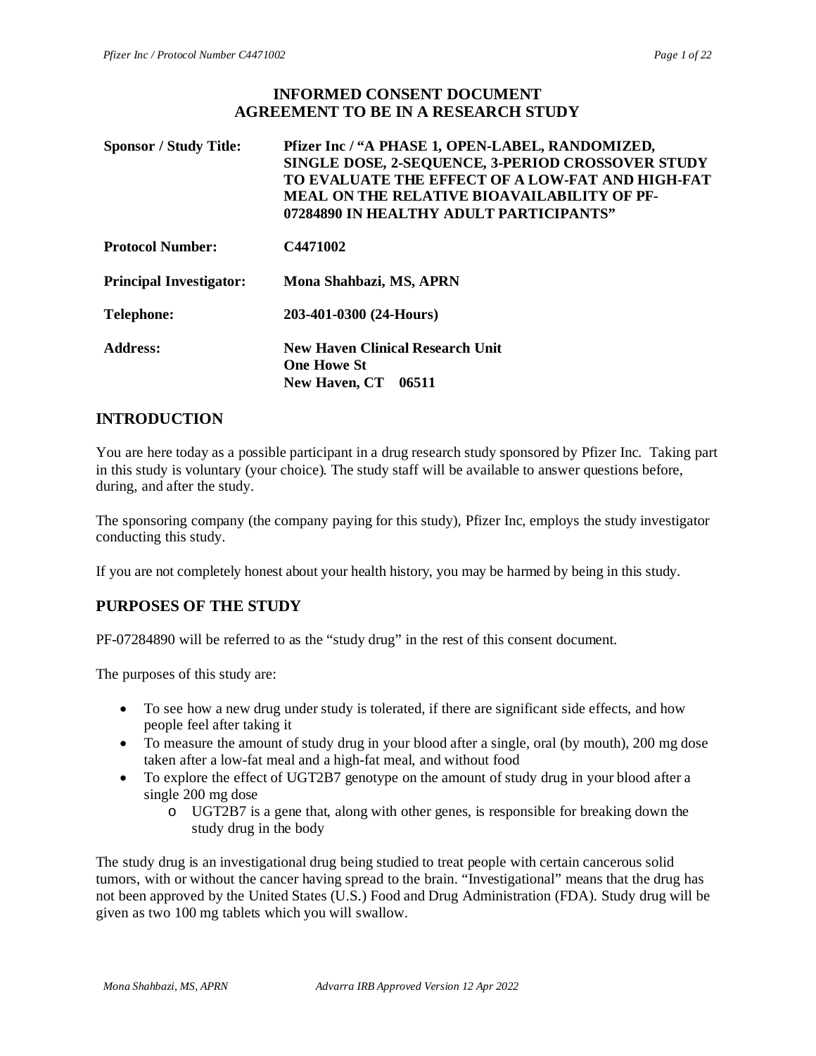# INFORMED CONSENT DOCUMENT
# AGREEMENT TO BE IN A RESEARCH STUDY

| | |
|---|---|
| **Sponsor / Study Title:** | **Pfizer Inc / "A PHASE 1, OPEN-LABEL, RANDOMIZED, SINGLE DOSE, 2-SEQUENCE, 3-PERIOD CROSSOVER STUDY TO EVALUATE THE EFFECT OF A LOW-FAT AND HIGH-FAT MEAL ON THE RELATIVE BIOAVAILABILITY OF PF-07284890 IN HEALTHY ADULT PARTICIPANTS"** |
| **Protocol Number:** | **C4471002** |
| **Principal Investigator:** | **Mona Shahbazi, MS, APRN** |
| **Telephone:** | **203-401-0300 (24-Hours)** |
| **Address:** | **New Haven Clinical Research Unit One Howe St New Haven, CT 06511** |

## INTRODUCTION

You are here today as a possible participant in a drug research study sponsored by Pfizer Inc. Taking part in this study is voluntary (your choice). The study staff will be available to answer questions before, during, and after the study.

The sponsoring company (the company paying for this study), Pfizer Inc, employs the study investigator conducting this study.

If you are not completely honest about your health history, you may be harmed by being in this study.

## PURPOSES OF THE STUDY

PF-07284890 will be referred to as the "study drug" in the rest of this consent document.

The purposes of this study are:

- To see how a new drug under study is tolerated, if there are significant side effects, and how people feel after taking it
- To measure the amount of study drug in your blood after a single, oral (by mouth), 200 mg dose taken after a low-fat meal and a high-fat meal, and without food
- To explore the effect of UGT2B7 genotype on the amount of study drug in your blood after a single 200 mg dose
    - UGT2B7 is a gene that, along with other genes, is responsible for breaking down the study drug in the body

The study drug is an investigational drug being studied to treat people with certain cancerous solid tumors, with or without the cancer having spread to the brain. "Investigational" means that the drug has not been approved by the United States (U.S.) Food and Drug Administration (FDA). Study drug will be given as two 100 mg tablets which you will swallow.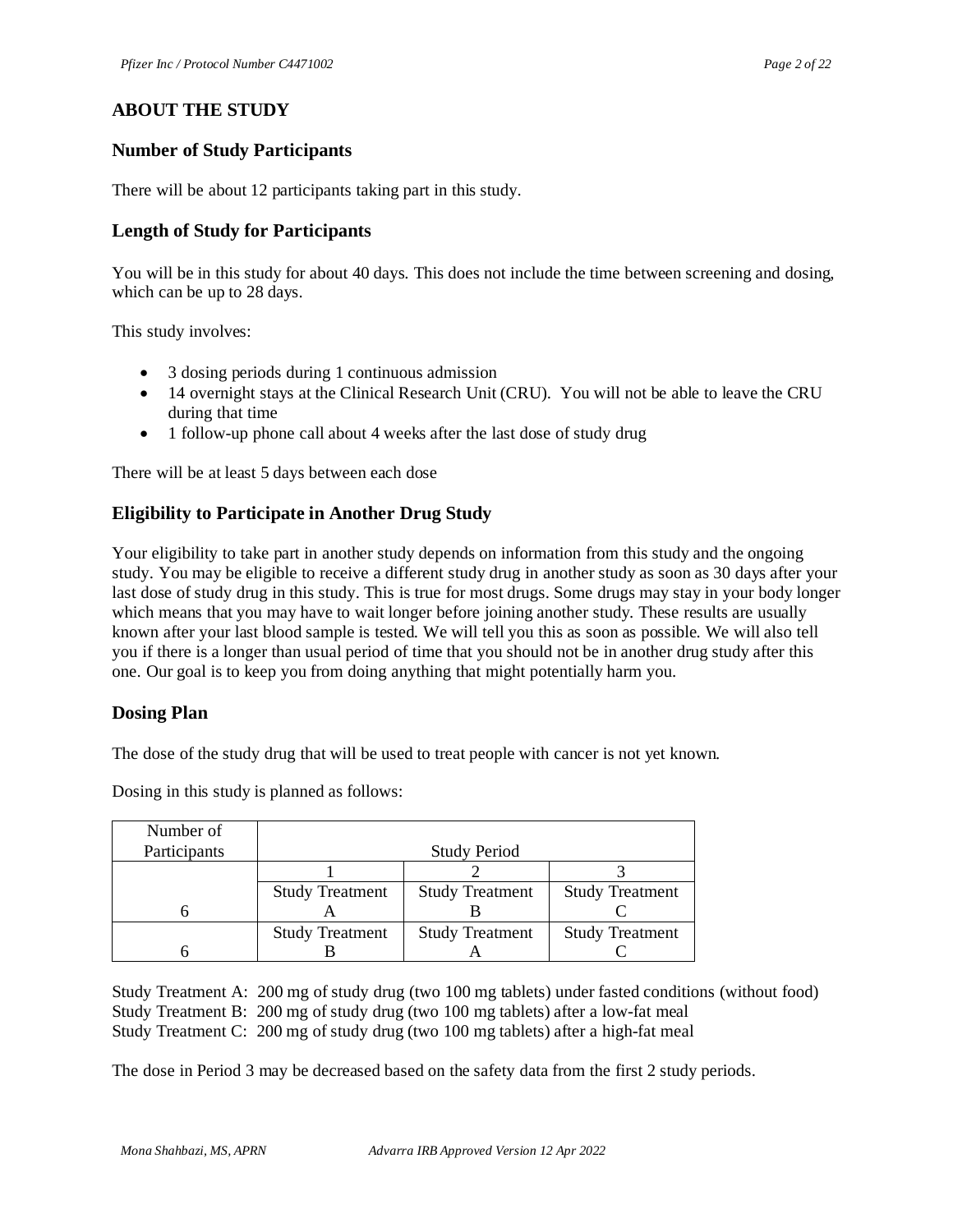## ABOUT THE STUDY

### Number of Study Participants

There will be about 12 participants taking part in this study.

### Length of Study for Participants

You will be in this study for about 40 days. This does not include the time between screening and dosing, which can be up to 28 days.

This study involves:

- 3 dosing periods during 1 continuous admission
- 14 overnight stays at the Clinical Research Unit (CRU). You will not be able to leave the CRU during that time
- 1 follow-up phone call about 4 weeks after the last dose of study drug

There will be at least 5 days between each dose

### Eligibility to Participate in Another Drug Study

Your eligibility to take part in another study depends on information from this study and the ongoing study. You may be eligible to receive a different study drug in another study as soon as 30 days after your last dose of study drug in this study. This is true for most drugs. Some drugs may stay in your body longer which means that you may have to wait longer before joining another study. These results are usually known after your last blood sample is tested. We will tell you this as soon as possible. We will also tell you if there is a longer than usual period of time that you should not be in another drug study after this one. Our goal is to keep you from doing anything that might potentially harm you.

### Dosing Plan

The dose of the study drug that will be used to treat people with cancer is not yet known.

Dosing in this study is planned as follows:

| Number of Participants | Study Period | | |
|---|---|---|---|
| | 1 | 2 | 3 |
| 6 | Study Treatment A | Study Treatment B | Study Treatment C |
| 6 | Study Treatment B | Study Treatment A | Study Treatment C |

Study Treatment A: 200 mg of study drug (two 100 mg tablets) under fasted conditions (without food)
Study Treatment B: 200 mg of study drug (two 100 mg tablets) after a low-fat meal
Study Treatment C: 200 mg of study drug (two 100 mg tablets) after a high-fat meal

The dose in Period 3 may be decreased based on the safety data from the first 2 study periods.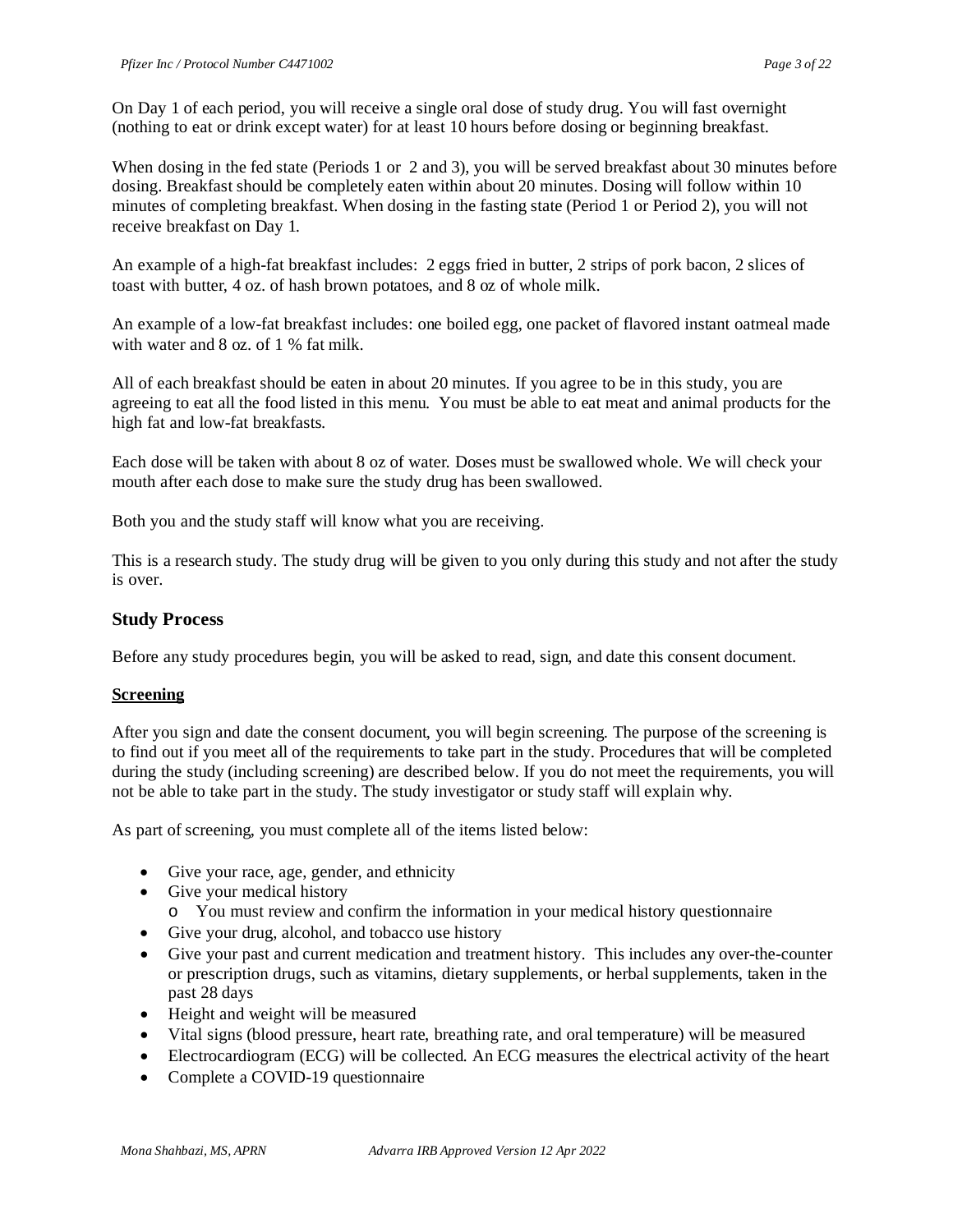On Day 1 of each period, you will receive a single oral dose of study drug. You will fast overnight (nothing to eat or drink except water) for at least 10 hours before dosing or beginning breakfast.

When dosing in the fed state (Periods 1 or 2 and 3), you will be served breakfast about 30 minutes before dosing. Breakfast should be completely eaten within about 20 minutes. Dosing will follow within 10 minutes of completing breakfast. When dosing in the fasting state (Period 1 or Period 2), you will not receive breakfast on Day 1.

An example of a high-fat breakfast includes: 2 eggs fried in butter, 2 strips of pork bacon, 2 slices of toast with butter, 4 oz. of hash brown potatoes, and 8 oz of whole milk.

An example of a low-fat breakfast includes: one boiled egg, one packet of flavored instant oatmeal made with water and 8 oz. of 1 % fat milk.

All of each breakfast should be eaten in about 20 minutes. If you agree to be in this study, you are agreeing to eat all the food listed in this menu. You must be able to eat meat and animal products for the high fat and low-fat breakfasts.

Each dose will be taken with about 8 oz of water. Doses must be swallowed whole. We will check your mouth after each dose to make sure the study drug has been swallowed.

Both you and the study staff will know what you are receiving.

This is a research study. The study drug will be given to you only during this study and not after the study is over.

## Study Process

Before any study procedures begin, you will be asked to read, sign, and date this consent document.

### Screening

After you sign and date the consent document, you will begin screening. The purpose of the screening is to find out if you meet all of the requirements to take part in the study. Procedures that will be completed during the study (including screening) are described below. If you do not meet the requirements, you will not be able to take part in the study. The study investigator or study staff will explain why.

As part of screening, you must complete all of the items listed below:

- Give your race, age, gender, and ethnicity
- Give your medical history
  - You must review and confirm the information in your medical history questionnaire
- Give your drug, alcohol, and tobacco use history
- Give your past and current medication and treatment history. This includes any over-the-counter or prescription drugs, such as vitamins, dietary supplements, or herbal supplements, taken in the past 28 days
- Height and weight will be measured
- Vital signs (blood pressure, heart rate, breathing rate, and oral temperature) will be measured
- Electrocardiogram (ECG) will be collected. An ECG measures the electrical activity of the heart
- Complete a COVID-19 questionnaire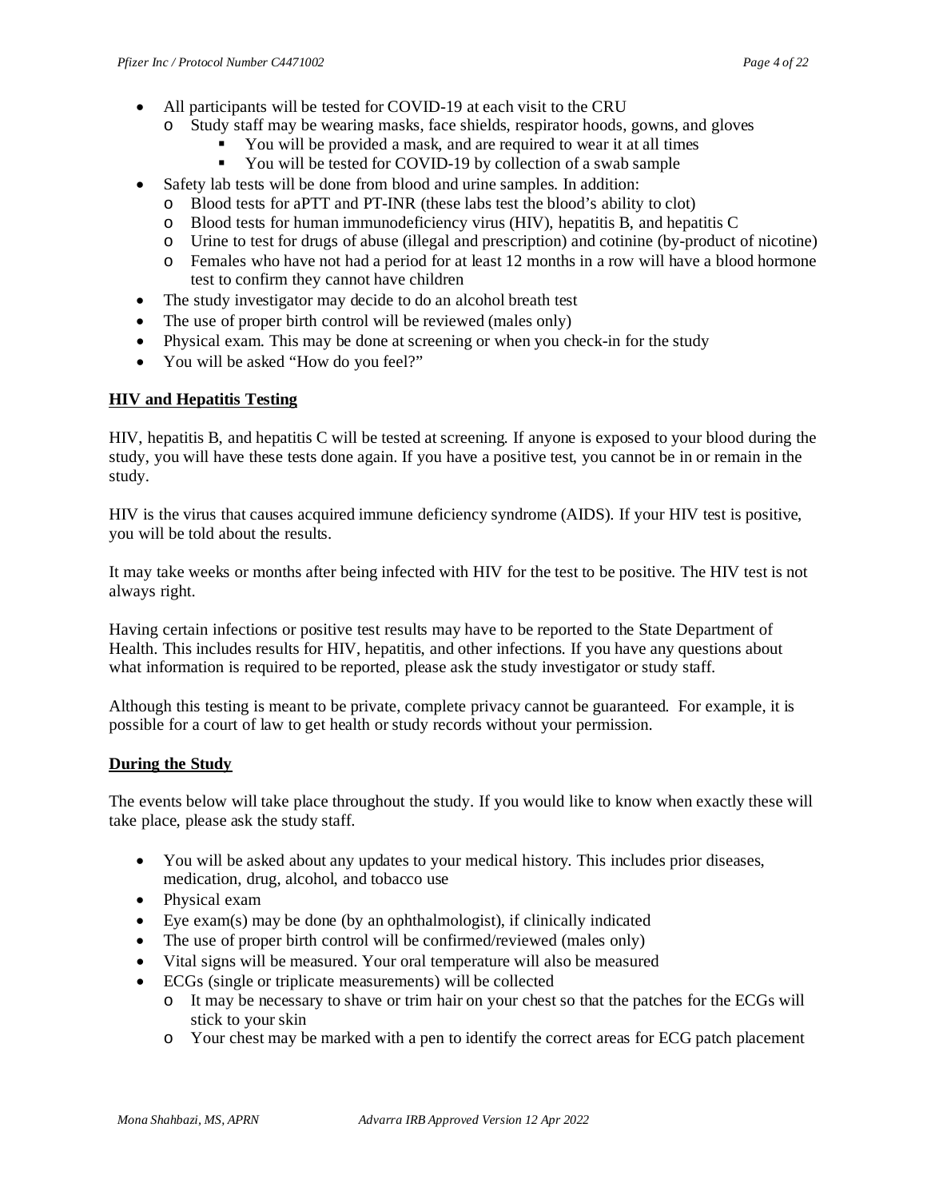- All participants will be tested for COVID-19 at each visit to the CRU
  - Study staff may be wearing masks, face shields, respirator hoods, gowns, and gloves
    - You will be provided a mask, and are required to wear it at all times
    - You will be tested for COVID-19 by collection of a swab sample
- Safety lab tests will be done from blood and urine samples. In addition:
  - Blood tests for aPTT and PT-INR (these labs test the blood's ability to clot)
  - Blood tests for human immunodeficiency virus (HIV), hepatitis B, and hepatitis C
  - Urine to test for drugs of abuse (illegal and prescription) and cotinine (by-product of nicotine)
  - Females who have not had a period for at least 12 months in a row will have a blood hormone test to confirm they cannot have children
- The study investigator may decide to do an alcohol breath test
- The use of proper birth control will be reviewed (males only)
- Physical exam. This may be done at screening or when you check-in for the study
- You will be asked "How do you feel?"

## HIV and Hepatitis Testing

HIV, hepatitis B, and hepatitis C will be tested at screening. If anyone is exposed to your blood during the study, you will have these tests done again. If you have a positive test, you cannot be in or remain in the study.

HIV is the virus that causes acquired immune deficiency syndrome (AIDS). If your HIV test is positive, you will be told about the results.

It may take weeks or months after being infected with HIV for the test to be positive. The HIV test is not always right.

Having certain infections or positive test results may have to be reported to the State Department of Health. This includes results for HIV, hepatitis, and other infections. If you have any questions about what information is required to be reported, please ask the study investigator or study staff.

Although this testing is meant to be private, complete privacy cannot be guaranteed. For example, it is possible for a court of law to get health or study records without your permission.

## During the Study

The events below will take place throughout the study. If you would like to know when exactly these will take place, please ask the study staff.

- You will be asked about any updates to your medical history. This includes prior diseases, medication, drug, alcohol, and tobacco use
- Physical exam
- Eye exam(s) may be done (by an ophthalmologist), if clinically indicated
- The use of proper birth control will be confirmed/reviewed (males only)
- Vital signs will be measured. Your oral temperature will also be measured
- ECGs (single or triplicate measurements) will be collected
  - It may be necessary to shave or trim hair on your chest so that the patches for the ECGs will stick to your skin
  - Your chest may be marked with a pen to identify the correct areas for ECG patch placement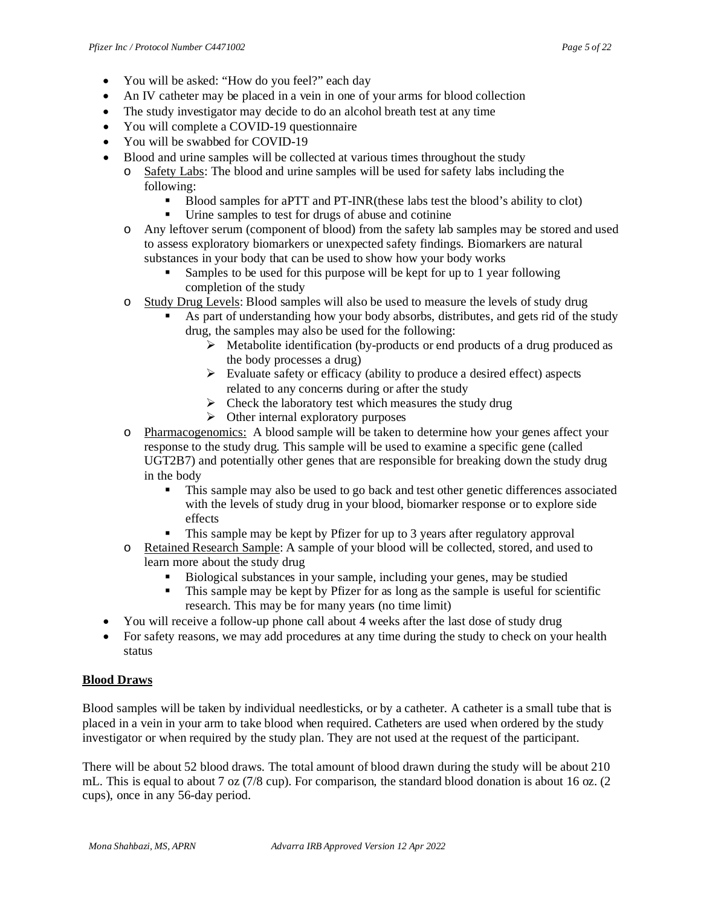- You will be asked: "How do you feel?" each day
- An IV catheter may be placed in a vein in one of your arms for blood collection
- The study investigator may decide to do an alcohol breath test at any time
- You will complete a COVID-19 questionnaire
- You will be swabbed for COVID-19
- Blood and urine samples will be collected at various times throughout the study
    - Safety Labs: The blood and urine samples will be used for safety labs including the following:
        - Blood samples for aPTT and PT-INR(these labs test the blood's ability to clot)
        - Urine samples to test for drugs of abuse and cotinine
    - Any leftover serum (component of blood) from the safety lab samples may be stored and used to assess exploratory biomarkers or unexpected safety findings. Biomarkers are natural substances in your body that can be used to show how your body works
        - Samples to be used for this purpose will be kept for up to 1 year following completion of the study
    - Study Drug Levels: Blood samples will also be used to measure the levels of study drug
        - As part of understanding how your body absorbs, distributes, and gets rid of the study drug, the samples may also be used for the following:
            - Metabolite identification (by-products or end products of a drug produced as the body processes a drug)
            - Evaluate safety or efficacy (ability to produce a desired effect) aspects related to any concerns during or after the study
            - Check the laboratory test which measures the study drug
            - Other internal exploratory purposes
    - Pharmacogenomics: A blood sample will be taken to determine how your genes affect your response to the study drug. This sample will be used to examine a specific gene (called UGT2B7) and potentially other genes that are responsible for breaking down the study drug in the body
        - This sample may also be used to go back and test other genetic differences associated with the levels of study drug in your blood, biomarker response or to explore side effects
        - This sample may be kept by Pfizer for up to 3 years after regulatory approval
    - Retained Research Sample: A sample of your blood will be collected, stored, and used to learn more about the study drug
        - Biological substances in your sample, including your genes, may be studied
        - This sample may be kept by Pfizer for as long as the sample is useful for scientific research. This may be for many years (no time limit)
- You will receive a follow-up phone call about 4 weeks after the last dose of study drug
- For safety reasons, we may add procedures at any time during the study to check on your health status

**Blood Draws**

Blood samples will be taken by individual needlesticks, or by a catheter. A catheter is a small tube that is placed in a vein in your arm to take blood when required. Catheters are used when ordered by the study investigator or when required by the study plan. They are not used at the request of the participant.

There will be about 52 blood draws. The total amount of blood drawn during the study will be about 210 mL. This is equal to about 7 oz (7/8 cup). For comparison, the standard blood donation is about 16 oz. (2 cups), once in any 56-day period.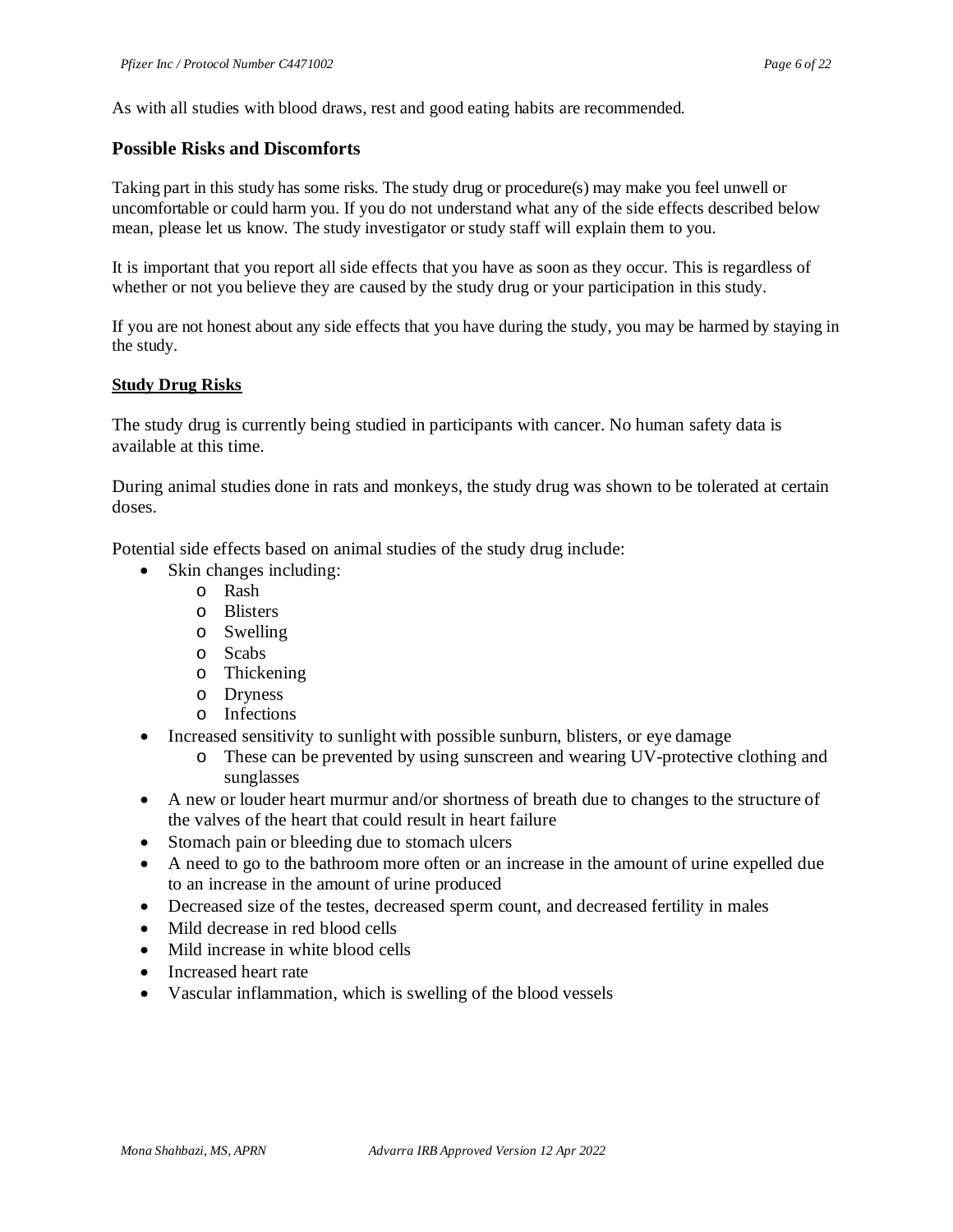As with all studies with blood draws, rest and good eating habits are recommended.

## Possible Risks and Discomforts

Taking part in this study has some risks. The study drug or procedure(s) may make you feel unwell or uncomfortable or could harm you. If you do not understand what any of the side effects described below mean, please let us know. The study investigator or study staff will explain them to you.

It is important that you report all side effects that you have as soon as they occur. This is regardless of whether or not you believe they are caused by the study drug or your participation in this study.

If you are not honest about any side effects that you have during the study, you may be harmed by staying in the study.

### Study Drug Risks

The study drug is currently being studied in participants with cancer. No human safety data is available at this time.

During animal studies done in rats and monkeys, the study drug was shown to be tolerated at certain doses.

Potential side effects based on animal studies of the study drug include:

- Skin changes including:
  - Rash
  - Blisters
  - Swelling
  - Scabs
  - Thickening
  - Dryness
  - Infections
- Increased sensitivity to sunlight with possible sunburn, blisters, or eye damage
  - These can be prevented by using sunscreen and wearing UV-protective clothing and sunglasses
- A new or louder heart murmur and/or shortness of breath due to changes to the structure of the valves of the heart that could result in heart failure
- Stomach pain or bleeding due to stomach ulcers
- A need to go to the bathroom more often or an increase in the amount of urine expelled due to an increase in the amount of urine produced
- Decreased size of the testes, decreased sperm count, and decreased fertility in males
- Mild decrease in red blood cells
- Mild increase in white blood cells
- Increased heart rate
- Vascular inflammation, which is swelling of the blood vessels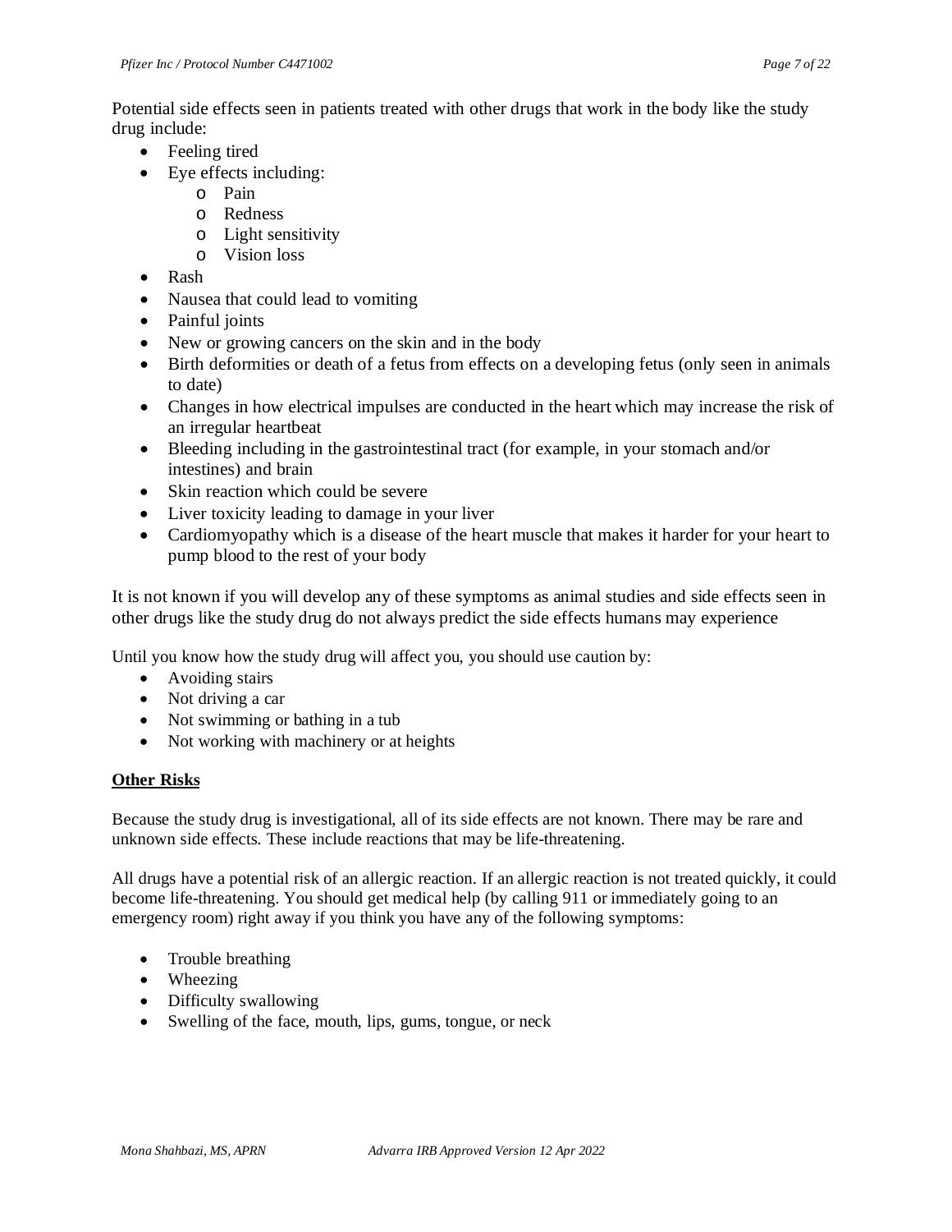Potential side effects seen in patients treated with other drugs that work in the body like the study drug include:

- Feeling tired
- Eye effects including:
    - Pain
    - Redness
    - Light sensitivity
    - Vision loss
- Rash
- Nausea that could lead to vomiting
- Painful joints
- New or growing cancers on the skin and in the body
- Birth deformities or death of a fetus from effects on a developing fetus (only seen in animals to date)
- Changes in how electrical impulses are conducted in the heart which may increase the risk of an irregular heartbeat
- Bleeding including in the gastrointestinal tract (for example, in your stomach and/or intestines) and brain
- Skin reaction which could be severe
- Liver toxicity leading to damage in your liver
- Cardiomyopathy which is a disease of the heart muscle that makes it harder for your heart to pump blood to the rest of your body

It is not known if you will develop any of these symptoms as animal studies and side effects seen in other drugs like the study drug do not always predict the side effects humans may experience

Until you know how the study drug will affect you, you should use caution by:

- Avoiding stairs
- Not driving a car
- Not swimming or bathing in a tub
- Not working with machinery or at heights

**Other Risks**

Because the study drug is investigational, all of its side effects are not known. There may be rare and unknown side effects. These include reactions that may be life-threatening.

All drugs have a potential risk of an allergic reaction. If an allergic reaction is not treated quickly, it could become life-threatening. You should get medical help (by calling 911 or immediately going to an emergency room) right away if you think you have any of the following symptoms:

- Trouble breathing
- Wheezing
- Difficulty swallowing
- Swelling of the face, mouth, lips, gums, tongue, or neck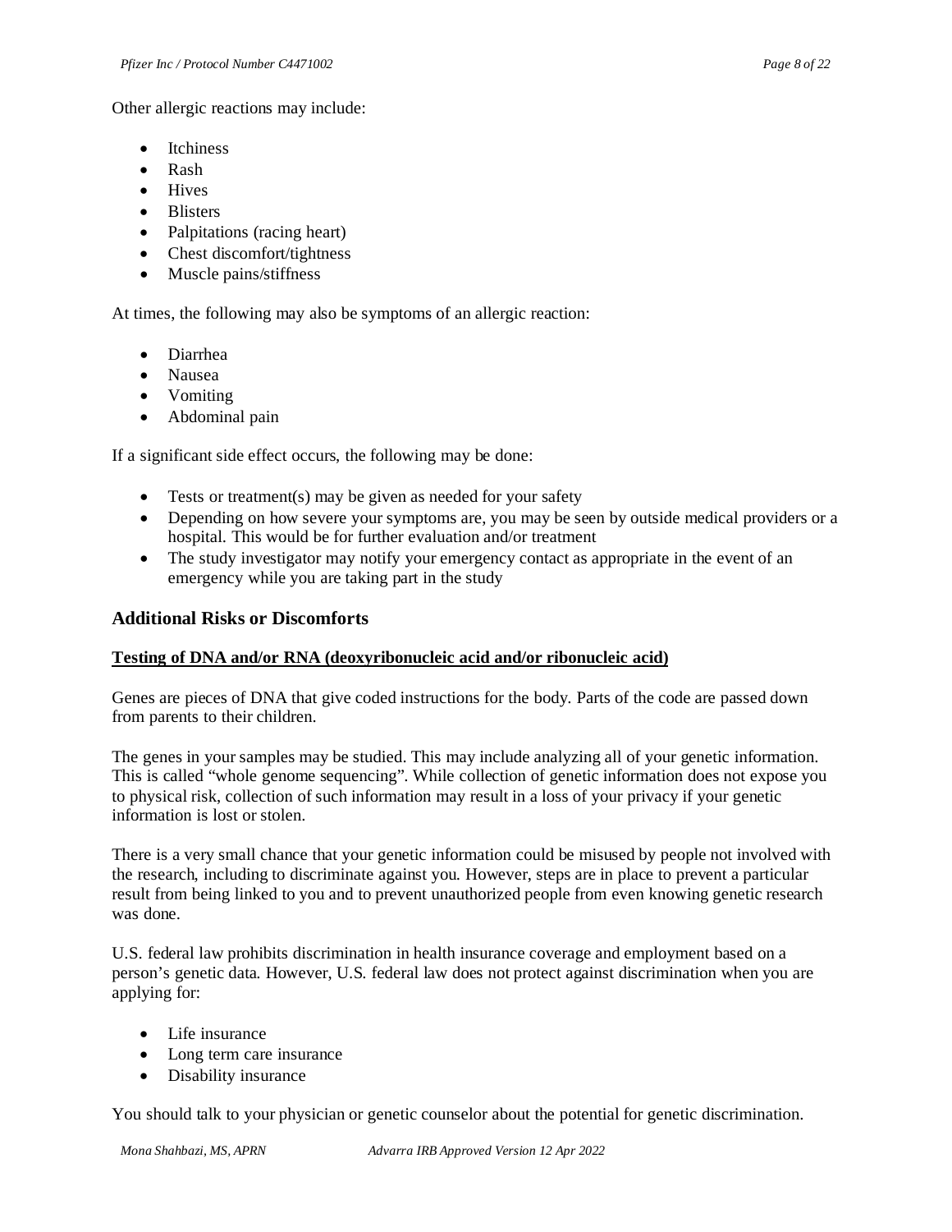Other allergic reactions may include:

- Itchiness
- Rash
- Hives
- Blisters
- Palpitations (racing heart)
- Chest discomfort/tightness
- Muscle pains/stiffness

At times, the following may also be symptoms of an allergic reaction:

- Diarrhea
- Nausea
- Vomiting
- Abdominal pain

If a significant side effect occurs, the following may be done:

- Tests or treatment(s) may be given as needed for your safety
- Depending on how severe your symptoms are, you may be seen by outside medical providers or a hospital. This would be for further evaluation and/or treatment
- The study investigator may notify your emergency contact as appropriate in the event of an emergency while you are taking part in the study

## Additional Risks or Discomforts

**Testing of DNA and/or RNA (deoxyribonucleic acid and/or ribonucleic acid)**

Genes are pieces of DNA that give coded instructions for the body. Parts of the code are passed down from parents to their children.

The genes in your samples may be studied. This may include analyzing all of your genetic information. This is called "whole genome sequencing". While collection of genetic information does not expose you to physical risk, collection of such information may result in a loss of your privacy if your genetic information is lost or stolen.

There is a very small chance that your genetic information could be misused by people not involved with the research, including to discriminate against you. However, steps are in place to prevent a particular result from being linked to you and to prevent unauthorized people from even knowing genetic research was done.

U.S. federal law prohibits discrimination in health insurance coverage and employment based on a person's genetic data. However, U.S. federal law does not protect against discrimination when you are applying for:

- Life insurance
- Long term care insurance
- Disability insurance

You should talk to your physician or genetic counselor about the potential for genetic discrimination.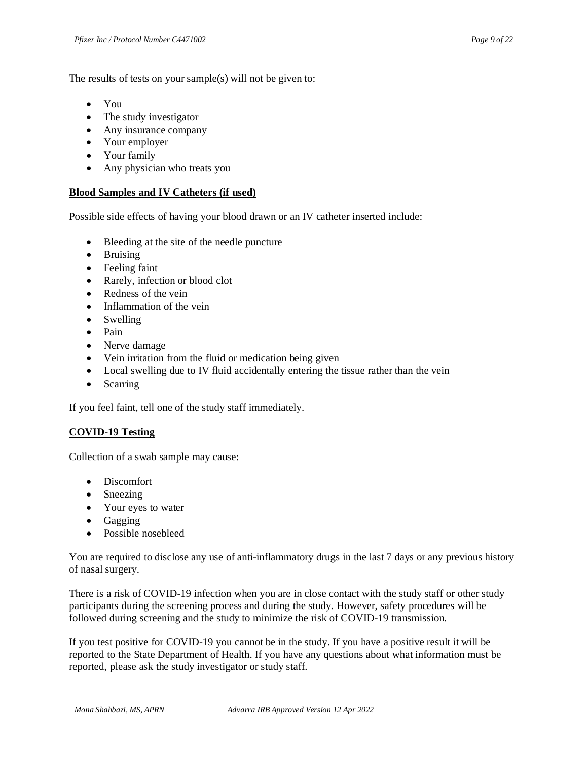The results of tests on your sample(s) will not be given to:

- You
- The study investigator
- Any insurance company
- Your employer
- Your family
- Any physician who treats you

**Blood Samples and IV Catheters (if used)**

Possible side effects of having your blood drawn or an IV catheter inserted include:

- Bleeding at the site of the needle puncture
- Bruising
- Feeling faint
- Rarely, infection or blood clot
- Redness of the vein
- Inflammation of the vein
- Swelling
- Pain
- Nerve damage
- Vein irritation from the fluid or medication being given
- Local swelling due to IV fluid accidentally entering the tissue rather than the vein
- Scarring

If you feel faint, tell one of the study staff immediately.

**COVID-19 Testing**

Collection of a swab sample may cause:

- Discomfort
- Sneezing
- Your eyes to water
- Gagging
- Possible nosebleed

You are required to disclose any use of anti-inflammatory drugs in the last 7 days or any previous history of nasal surgery.

There is a risk of COVID-19 infection when you are in close contact with the study staff or other study participants during the screening process and during the study. However, safety procedures will be followed during screening and the study to minimize the risk of COVID-19 transmission.

If you test positive for COVID-19 you cannot be in the study. If you have a positive result it will be reported to the State Department of Health. If you have any questions about what information must be reported, please ask the study investigator or study staff.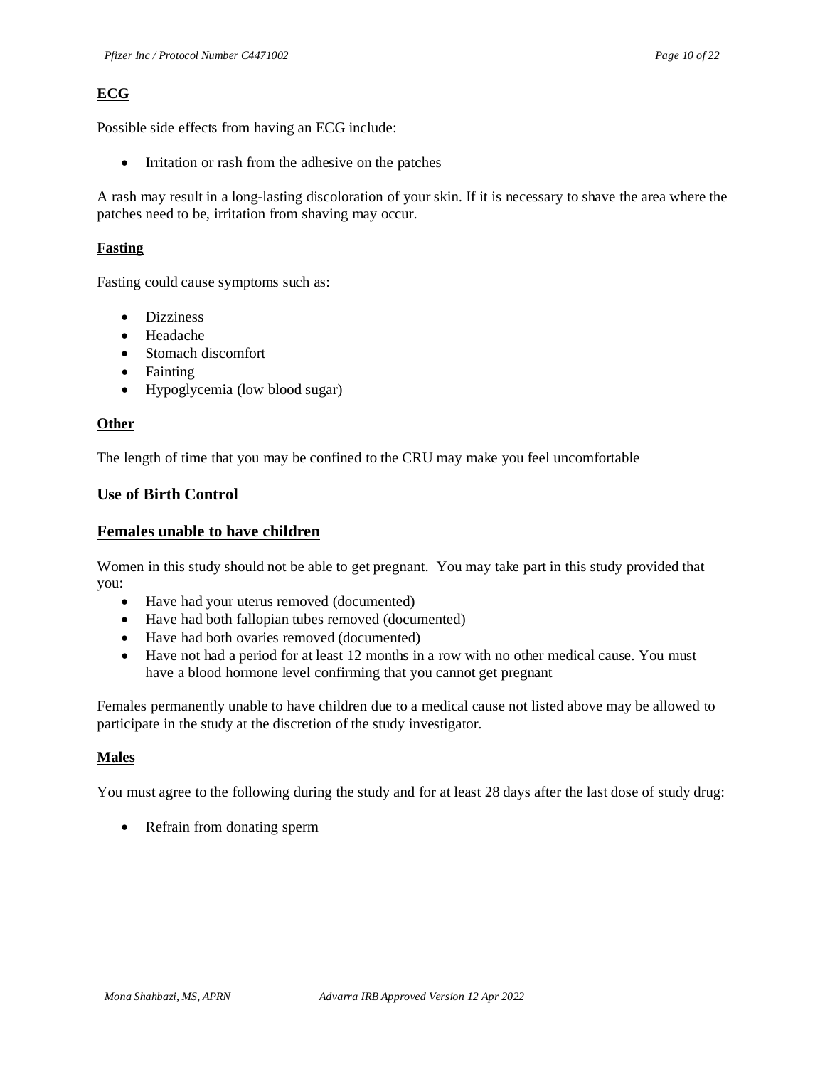**ECG**

Possible side effects from having an ECG include:

- Irritation or rash from the adhesive on the patches

A rash may result in a long-lasting discoloration of your skin. If it is necessary to shave the area where the patches need to be, irritation from shaving may occur.

**Fasting**

Fasting could cause symptoms such as:

- Dizziness
- Headache
- Stomach discomfort
- Fainting
- Hypoglycemia (low blood sugar)

**Other**

The length of time that you may be confined to the CRU may make you feel uncomfortable

## Use of Birth Control

## Females unable to have children

Women in this study should not be able to get pregnant. You may take part in this study provided that you:

- Have had your uterus removed (documented)
- Have had both fallopian tubes removed (documented)
- Have had both ovaries removed (documented)
- Have not had a period for at least 12 months in a row with no other medical cause. You must have a blood hormone level confirming that you cannot get pregnant

Females permanently unable to have children due to a medical cause not listed above may be allowed to participate in the study at the discretion of the study investigator.

**Males**

You must agree to the following during the study and for at least 28 days after the last dose of study drug:

- Refrain from donating sperm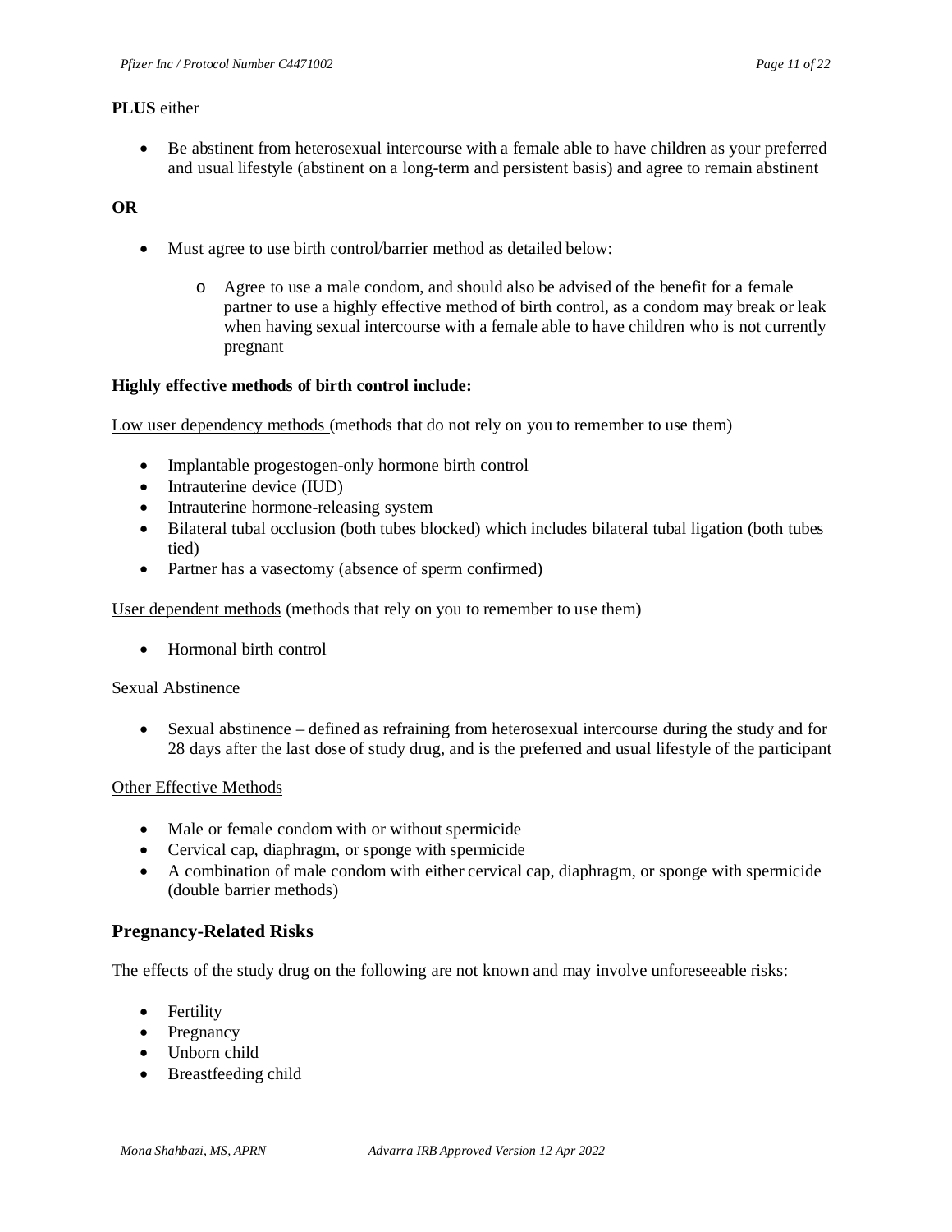**PLUS** either

- Be abstinent from heterosexual intercourse with a female able to have children as your preferred and usual lifestyle (abstinent on a long-term and persistent basis) and agree to remain abstinent

**OR**

- Must agree to use birth control/barrier method as detailed below:
    - Agree to use a male condom, and should also be advised of the benefit for a female partner to use a highly effective method of birth control, as a condom may break or leak when having sexual intercourse with a female able to have children who is not currently pregnant

**Highly effective methods of birth control include:**

Low user dependency methods (methods that do not rely on you to remember to use them)

- Implantable progestogen-only hormone birth control
- Intrauterine device (IUD)
- Intrauterine hormone-releasing system
- Bilateral tubal occlusion (both tubes blocked) which includes bilateral tubal ligation (both tubes tied)
- Partner has a vasectomy (absence of sperm confirmed)

User dependent methods (methods that rely on you to remember to use them)

- Hormonal birth control

Sexual Abstinence

- Sexual abstinence – defined as refraining from heterosexual intercourse during the study and for 28 days after the last dose of study drug, and is the preferred and usual lifestyle of the participant

Other Effective Methods

- Male or female condom with or without spermicide
- Cervical cap, diaphragm, or sponge with spermicide
- A combination of male condom with either cervical cap, diaphragm, or sponge with spermicide (double barrier methods)

## Pregnancy-Related Risks

The effects of the study drug on the following are not known and may involve unforeseeable risks:

- Fertility
- Pregnancy
- Unborn child
- Breastfeeding child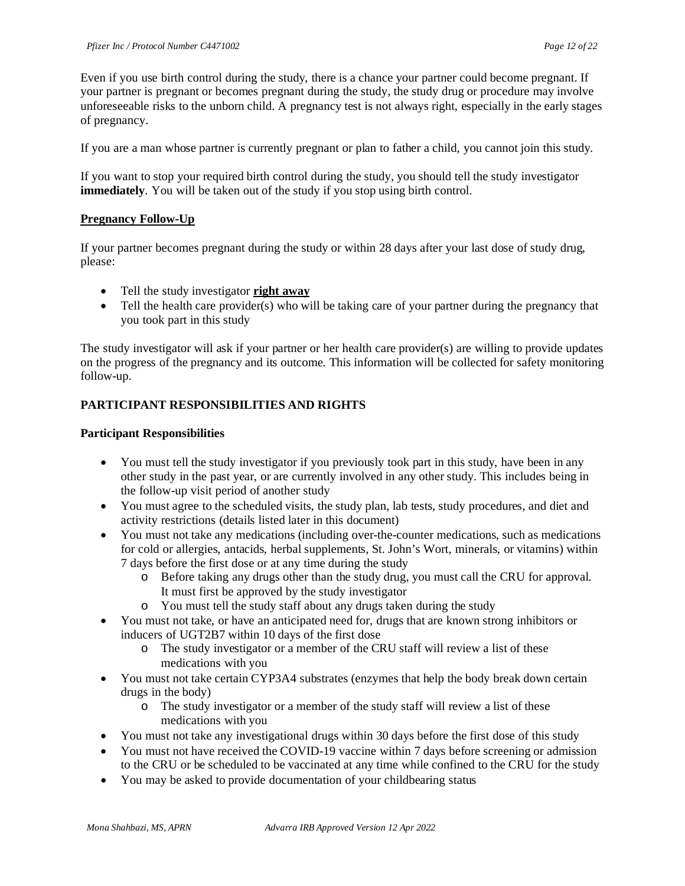Even if you use birth control during the study, there is a chance your partner could become pregnant. If your partner is pregnant or becomes pregnant during the study, the study drug or procedure may involve unforeseeable risks to the unborn child. A pregnancy test is not always right, especially in the early stages of pregnancy.

If you are a man whose partner is currently pregnant or plan to father a child, you cannot join this study.

If you want to stop your required birth control during the study, you should tell the study investigator **immediately**. You will be taken out of the study if you stop using birth control.

**<u>Pregnancy Follow-Up</u>**

If your partner becomes pregnant during the study or within 28 days after your last dose of study drug, please:

- Tell the study investigator **<u>right away</u>**
- Tell the health care provider(s) who will be taking care of your partner during the pregnancy that you took part in this study

The study investigator will ask if your partner or her health care provider(s) are willing to provide updates on the progress of the pregnancy and its outcome. This information will be collected for safety monitoring follow-up.

## PARTICIPANT RESPONSIBILITIES AND RIGHTS

### Participant Responsibilities

- You must tell the study investigator if you previously took part in this study, have been in any other study in the past year, or are currently involved in any other study. This includes being in the follow-up visit period of another study
- You must agree to the scheduled visits, the study plan, lab tests, study procedures, and diet and activity restrictions (details listed later in this document)
- You must not take any medications (including over-the-counter medications, such as medications for cold or allergies, antacids, herbal supplements, St. John's Wort, minerals, or vitamins) within 7 days before the first dose or at any time during the study
    - Before taking any drugs other than the study drug, you must call the CRU for approval. It must first be approved by the study investigator
    - You must tell the study staff about any drugs taken during the study
- You must not take, or have an anticipated need for, drugs that are known strong inhibitors or inducers of UGT2B7 within 10 days of the first dose
    - The study investigator or a member of the CRU staff will review a list of these medications with you
- You must not take certain CYP3A4 substrates (enzymes that help the body break down certain drugs in the body)
    - The study investigator or a member of the study staff will review a list of these medications with you
- You must not take any investigational drugs within 30 days before the first dose of this study
- You must not have received the COVID-19 vaccine within 7 days before screening or admission to the CRU or be scheduled to be vaccinated at any time while confined to the CRU for the study
- You may be asked to provide documentation of your childbearing status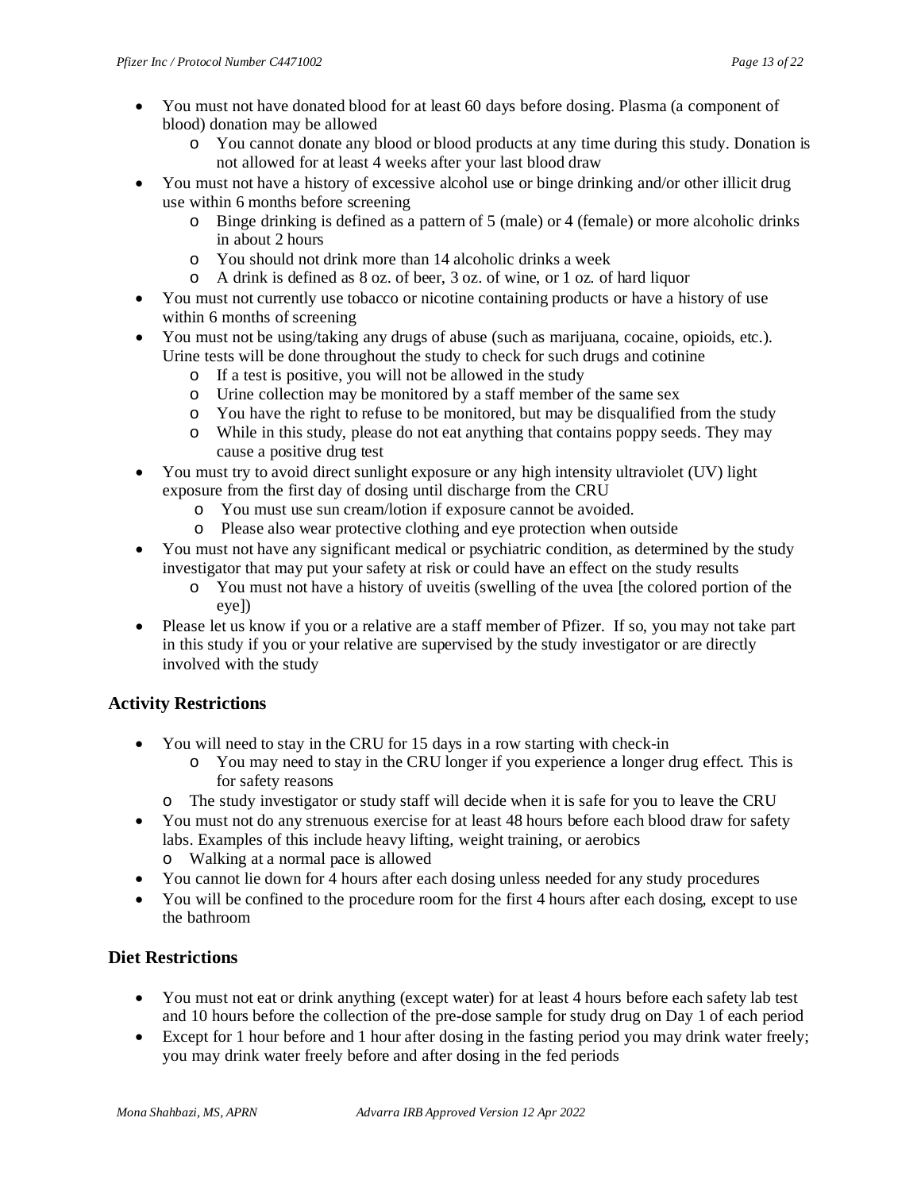- You must not have donated blood for at least 60 days before dosing. Plasma (a component of blood) donation may be allowed
    - You cannot donate any blood or blood products at any time during this study. Donation is not allowed for at least 4 weeks after your last blood draw
- You must not have a history of excessive alcohol use or binge drinking and/or other illicit drug use within 6 months before screening
    - Binge drinking is defined as a pattern of 5 (male) or 4 (female) or more alcoholic drinks in about 2 hours
    - You should not drink more than 14 alcoholic drinks a week
    - A drink is defined as 8 oz. of beer, 3 oz. of wine, or 1 oz. of hard liquor
- You must not currently use tobacco or nicotine containing products or have a history of use within 6 months of screening
- You must not be using/taking any drugs of abuse (such as marijuana, cocaine, opioids, etc.). Urine tests will be done throughout the study to check for such drugs and cotinine
    - If a test is positive, you will not be allowed in the study
    - Urine collection may be monitored by a staff member of the same sex
    - You have the right to refuse to be monitored, but may be disqualified from the study
    - While in this study, please do not eat anything that contains poppy seeds. They may cause a positive drug test
- You must try to avoid direct sunlight exposure or any high intensity ultraviolet (UV) light exposure from the first day of dosing until discharge from the CRU
    - You must use sun cream/lotion if exposure cannot be avoided.
    - Please also wear protective clothing and eye protection when outside
- You must not have any significant medical or psychiatric condition, as determined by the study investigator that may put your safety at risk or could have an effect on the study results
    - You must not have a history of uveitis (swelling of the uvea [the colored portion of the eye])
- Please let us know if you or a relative are a staff member of Pfizer. If so, you may not take part in this study if you or your relative are supervised by the study investigator or are directly involved with the study

## Activity Restrictions

- You will need to stay in the CRU for 15 days in a row starting with check-in
    - You may need to stay in the CRU longer if you experience a longer drug effect. This is for safety reasons
    - The study investigator or study staff will decide when it is safe for you to leave the CRU
- You must not do any strenuous exercise for at least 48 hours before each blood draw for safety labs. Examples of this include heavy lifting, weight training, or aerobics
    - Walking at a normal pace is allowed
- You cannot lie down for 4 hours after each dosing unless needed for any study procedures
- You will be confined to the procedure room for the first 4 hours after each dosing, except to use the bathroom

## Diet Restrictions

- You must not eat or drink anything (except water) for at least 4 hours before each safety lab test and 10 hours before the collection of the pre-dose sample for study drug on Day 1 of each period
- Except for 1 hour before and 1 hour after dosing in the fasting period you may drink water freely; you may drink water freely before and after dosing in the fed periods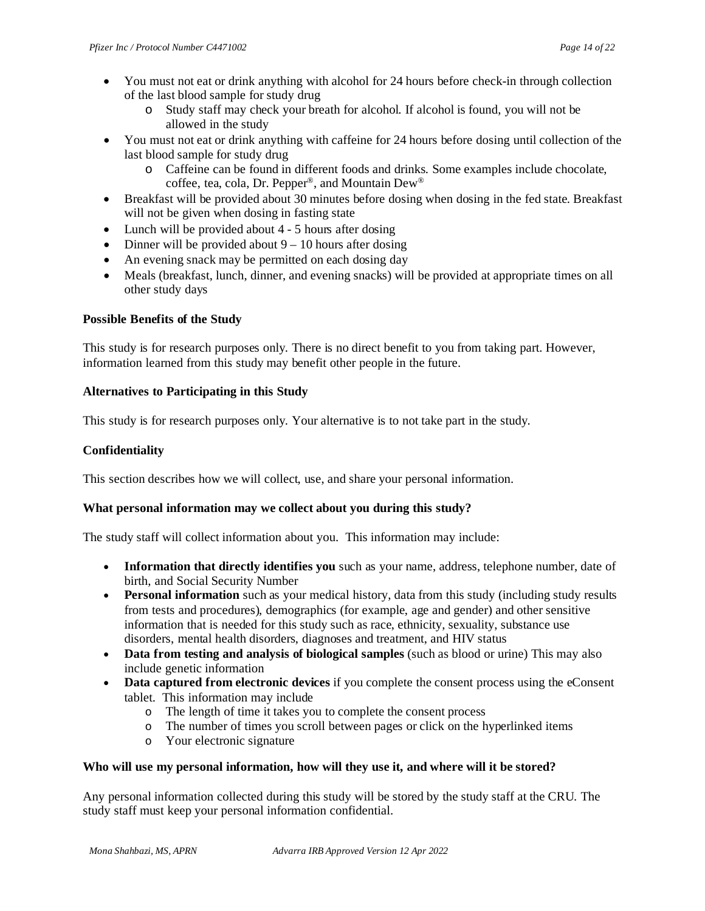- You must not eat or drink anything with alcohol for 24 hours before check-in through collection of the last blood sample for study drug
    - Study staff may check your breath for alcohol. If alcohol is found, you will not be allowed in the study
- You must not eat or drink anything with caffeine for 24 hours before dosing until collection of the last blood sample for study drug
    - Caffeine can be found in different foods and drinks. Some examples include chocolate, coffee, tea, cola, Dr. Pepper®, and Mountain Dew®
- Breakfast will be provided about 30 minutes before dosing when dosing in the fed state. Breakfast will not be given when dosing in fasting state
- Lunch will be provided about 4 - 5 hours after dosing
- Dinner will be provided about 9 – 10 hours after dosing
- An evening snack may be permitted on each dosing day
- Meals (breakfast, lunch, dinner, and evening snacks) will be provided at appropriate times on all other study days

**Possible Benefits of the Study**

This study is for research purposes only. There is no direct benefit to you from taking part. However, information learned from this study may benefit other people in the future.

**Alternatives to Participating in this Study**

This study is for research purposes only. Your alternative is to not take part in the study.

**Confidentiality**

This section describes how we will collect, use, and share your personal information.

**What personal information may we collect about you during this study?**

The study staff will collect information about you. This information may include:

- **Information that directly identifies you** such as your name, address, telephone number, date of birth, and Social Security Number
- **Personal information** such as your medical history, data from this study (including study results from tests and procedures), demographics (for example, age and gender) and other sensitive information that is needed for this study such as race, ethnicity, sexuality, substance use disorders, mental health disorders, diagnoses and treatment, and HIV status
- **Data from testing and analysis of biological samples** (such as blood or urine) This may also include genetic information
- **Data captured from electronic devices** if you complete the consent process using the eConsent tablet. This information may include
    - The length of time it takes you to complete the consent process
    - The number of times you scroll between pages or click on the hyperlinked items
    - Your electronic signature

**Who will use my personal information, how will they use it, and where will it be stored?**

Any personal information collected during this study will be stored by the study staff at the CRU. The study staff must keep your personal information confidential.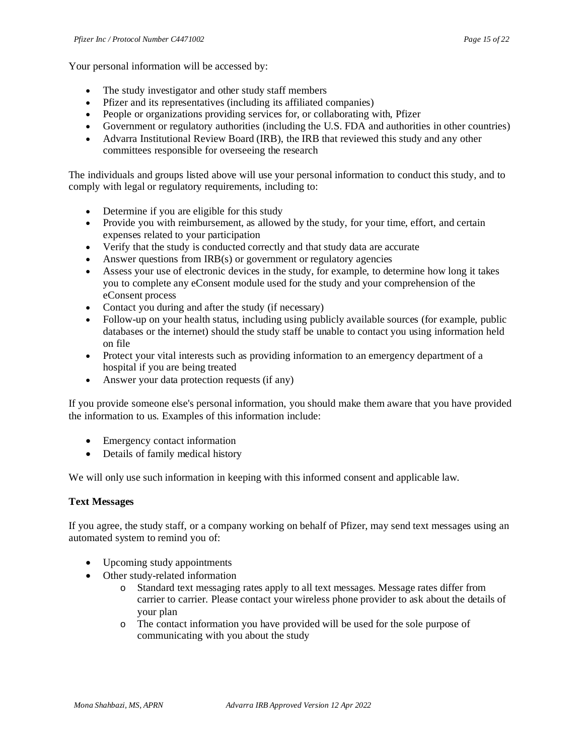Your personal information will be accessed by:

- The study investigator and other study staff members
- Pfizer and its representatives (including its affiliated companies)
- People or organizations providing services for, or collaborating with, Pfizer
- Government or regulatory authorities (including the U.S. FDA and authorities in other countries)
- Advarra Institutional Review Board (IRB), the IRB that reviewed this study and any other committees responsible for overseeing the research

The individuals and groups listed above will use your personal information to conduct this study, and to comply with legal or regulatory requirements, including to:

- Determine if you are eligible for this study
- Provide you with reimbursement, as allowed by the study, for your time, effort, and certain expenses related to your participation
- Verify that the study is conducted correctly and that study data are accurate
- Answer questions from IRB(s) or government or regulatory agencies
- Assess your use of electronic devices in the study, for example, to determine how long it takes you to complete any eConsent module used for the study and your comprehension of the eConsent process
- Contact you during and after the study (if necessary)
- Follow-up on your health status, including using publicly available sources (for example, public databases or the internet) should the study staff be unable to contact you using information held on file
- Protect your vital interests such as providing information to an emergency department of a hospital if you are being treated
- Answer your data protection requests (if any)

If you provide someone else's personal information, you should make them aware that you have provided the information to us. Examples of this information include:

- Emergency contact information
- Details of family medical history

We will only use such information in keeping with this informed consent and applicable law.

**Text Messages**

If you agree, the study staff, or a company working on behalf of Pfizer, may send text messages using an automated system to remind you of:

- Upcoming study appointments
- Other study-related information
    - Standard text messaging rates apply to all text messages. Message rates differ from carrier to carrier. Please contact your wireless phone provider to ask about the details of your plan
    - The contact information you have provided will be used for the sole purpose of communicating with you about the study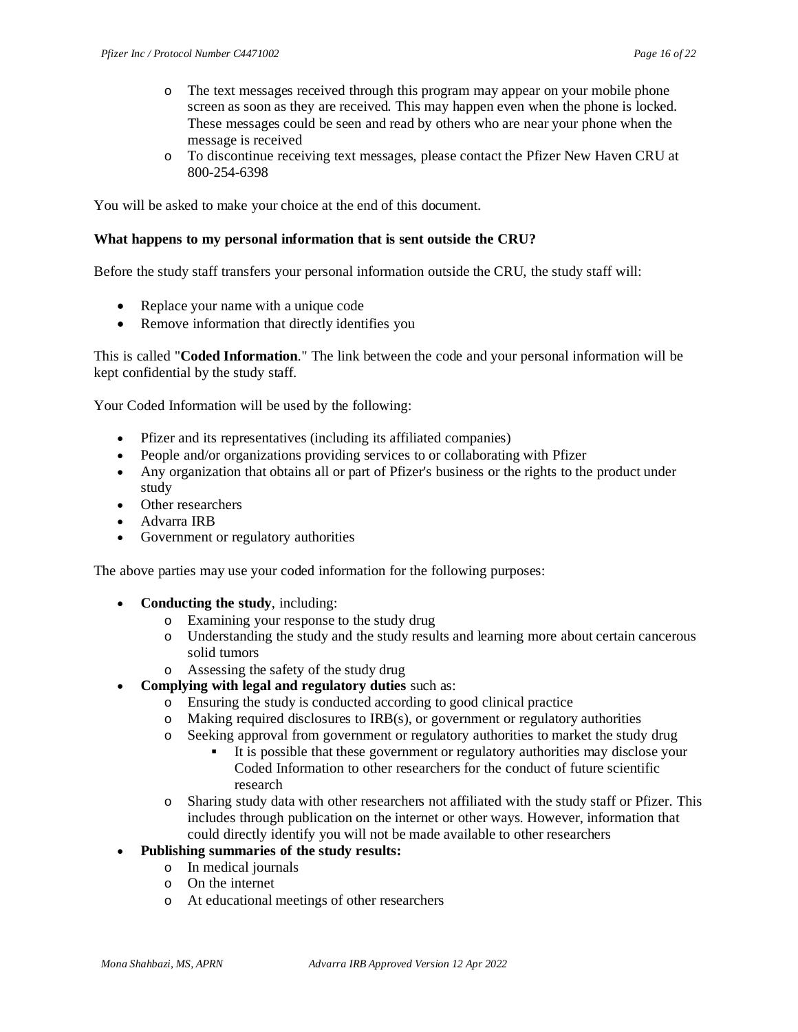- The text messages received through this program may appear on your mobile phone screen as soon as they are received. This may happen even when the phone is locked. These messages could be seen and read by others who are near your phone when the message is received
- To discontinue receiving text messages, please contact the Pfizer New Haven CRU at 800-254-6398

You will be asked to make your choice at the end of this document.

**What happens to my personal information that is sent outside the CRU?**

Before the study staff transfers your personal information outside the CRU, the study staff will:

- Replace your name with a unique code
- Remove information that directly identifies you

This is called "**Coded Information**." The link between the code and your personal information will be kept confidential by the study staff.

Your Coded Information will be used by the following:

- Pfizer and its representatives (including its affiliated companies)
- People and/or organizations providing services to or collaborating with Pfizer
- Any organization that obtains all or part of Pfizer's business or the rights to the product under study
- Other researchers
- Advarra IRB
- Government or regulatory authorities

The above parties may use your coded information for the following purposes:

- **Conducting the study**, including:
  - Examining your response to the study drug
  - Understanding the study and the study results and learning more about certain cancerous solid tumors
  - Assessing the safety of the study drug
- **Complying with legal and regulatory duties** such as:
  - Ensuring the study is conducted according to good clinical practice
  - Making required disclosures to IRB(s), or government or regulatory authorities
  - Seeking approval from government or regulatory authorities to market the study drug
    - It is possible that these government or regulatory authorities may disclose your Coded Information to other researchers for the conduct of future scientific research
  - Sharing study data with other researchers not affiliated with the study staff or Pfizer. This includes through publication on the internet or other ways. However, information that could directly identify you will not be made available to other researchers
- **Publishing summaries of the study results:**
  - In medical journals
  - On the internet
  - At educational meetings of other researchers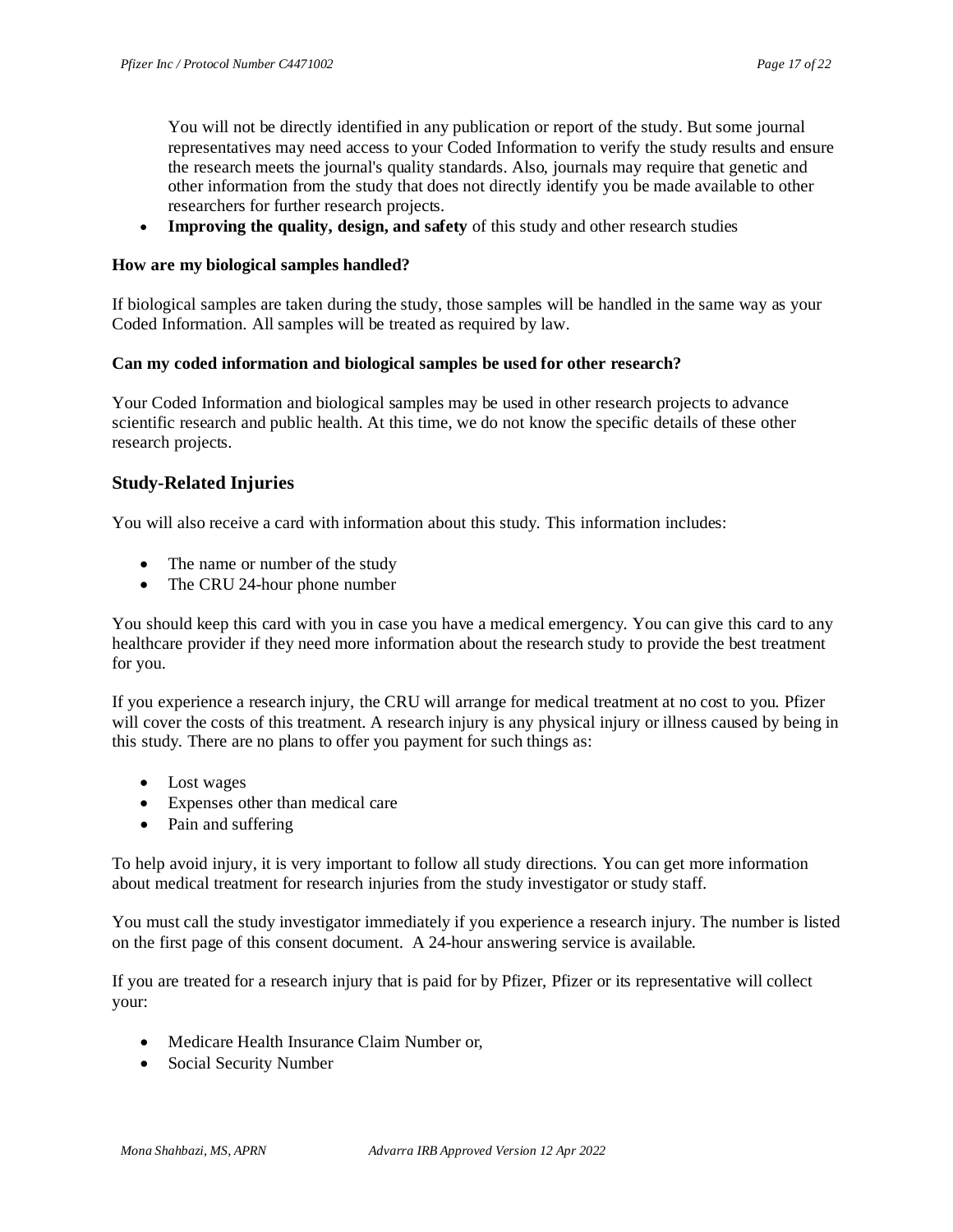You will not be directly identified in any publication or report of the study. But some journal representatives may need access to your Coded Information to verify the study results and ensure the research meets the journal's quality standards. Also, journals may require that genetic and other information from the study that does not directly identify you be made available to other researchers for further research projects.

- **Improving the quality, design, and safety** of this study and other research studies

**How are my biological samples handled?**

If biological samples are taken during the study, those samples will be handled in the same way as your Coded Information. All samples will be treated as required by law.

**Can my coded information and biological samples be used for other research?**

Your Coded Information and biological samples may be used in other research projects to advance scientific research and public health. At this time, we do not know the specific details of these other research projects.

## Study-Related Injuries

You will also receive a card with information about this study. This information includes:

- The name or number of the study
- The CRU 24-hour phone number

You should keep this card with you in case you have a medical emergency. You can give this card to any healthcare provider if they need more information about the research study to provide the best treatment for you.

If you experience a research injury, the CRU will arrange for medical treatment at no cost to you. Pfizer will cover the costs of this treatment. A research injury is any physical injury or illness caused by being in this study. There are no plans to offer you payment for such things as:

- Lost wages
- Expenses other than medical care
- Pain and suffering

To help avoid injury, it is very important to follow all study directions. You can get more information about medical treatment for research injuries from the study investigator or study staff.

You must call the study investigator immediately if you experience a research injury. The number is listed on the first page of this consent document. A 24-hour answering service is available.

If you are treated for a research injury that is paid for by Pfizer, Pfizer or its representative will collect your:

- Medicare Health Insurance Claim Number or,
- Social Security Number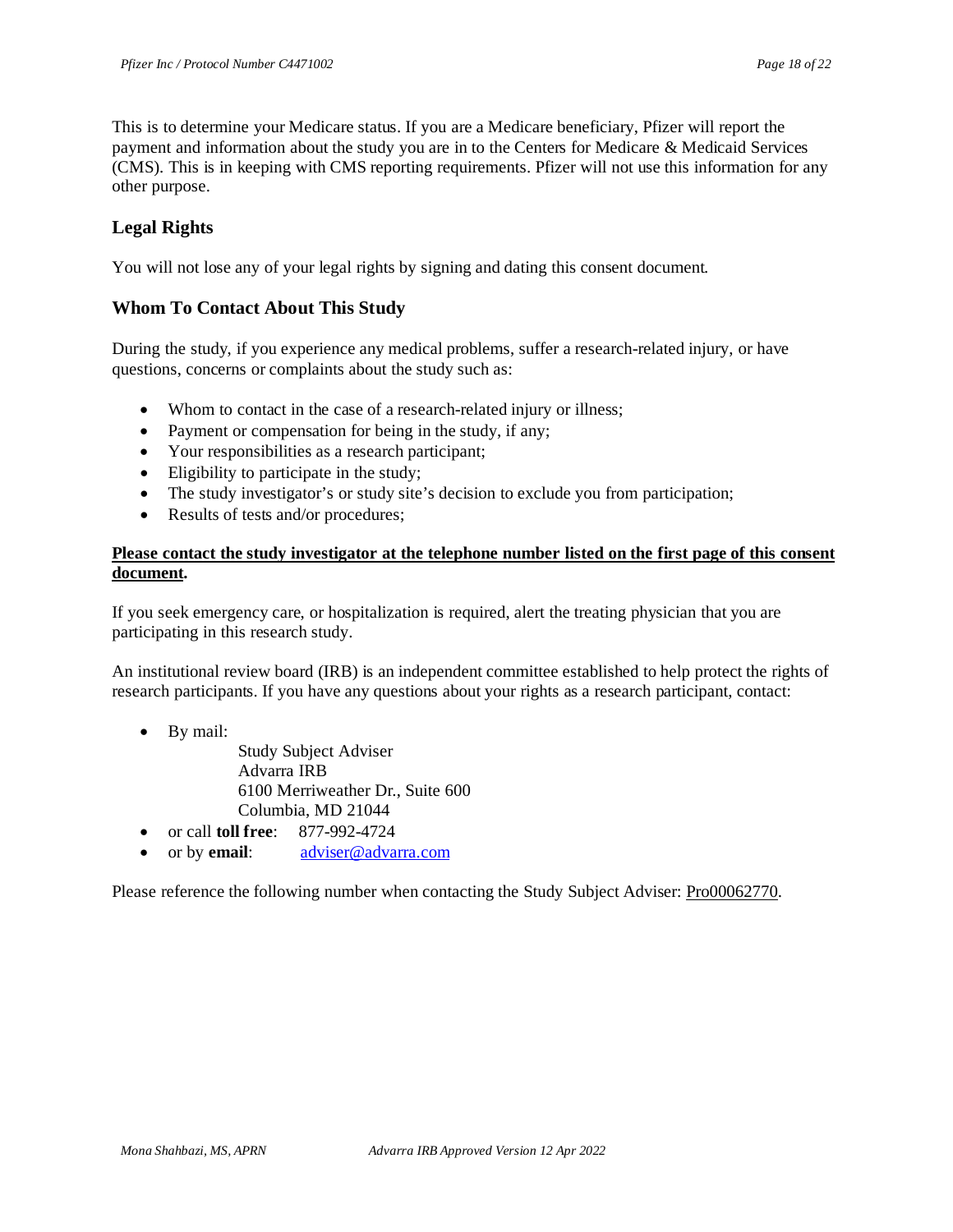This is to determine your Medicare status. If you are a Medicare beneficiary, Pfizer will report the payment and information about the study you are in to the Centers for Medicare & Medicaid Services (CMS). This is in keeping with CMS reporting requirements. Pfizer will not use this information for any other purpose.

## Legal Rights

You will not lose any of your legal rights by signing and dating this consent document.

## Whom To Contact About This Study

During the study, if you experience any medical problems, suffer a research-related injury, or have questions, concerns or complaints about the study such as:

- Whom to contact in the case of a research-related injury or illness;
- Payment or compensation for being in the study, if any;
- Your responsibilities as a research participant;
- Eligibility to participate in the study;
- The study investigator's or study site's decision to exclude you from participation;
- Results of tests and/or procedures;

**Please contact the study investigator at the telephone number listed on the first page of this consent document.**

If you seek emergency care, or hospitalization is required, alert the treating physician that you are participating in this research study.

An institutional review board (IRB) is an independent committee established to help protect the rights of research participants. If you have any questions about your rights as a research participant, contact:

- By mail:
  
  Study Subject Adviser
  Advarra IRB
  6100 Merriweather Dr., Suite 600
  Columbia, MD 21044
- or call **toll free**: 877-992-4724
- or by **email**: adviser@advarra.com

Please reference the following number when contacting the Study Subject Adviser: Pro00062770.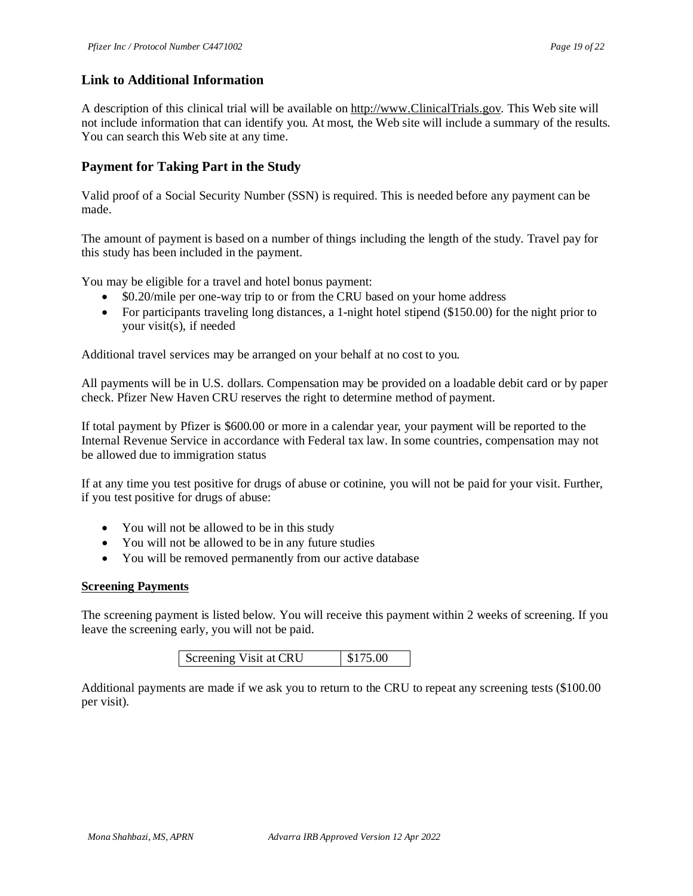## Link to Additional Information

A description of this clinical trial will be available on http://www.ClinicalTrials.gov. This Web site will not include information that can identify you. At most, the Web site will include a summary of the results. You can search this Web site at any time.

## Payment for Taking Part in the Study

Valid proof of a Social Security Number (SSN) is required. This is needed before any payment can be made.

The amount of payment is based on a number of things including the length of the study. Travel pay for this study has been included in the payment.

You may be eligible for a travel and hotel bonus payment:

- $0.20/mile per one-way trip to or from the CRU based on your home address
- For participants traveling long distances, a 1-night hotel stipend ($150.00) for the night prior to your visit(s), if needed

Additional travel services may be arranged on your behalf at no cost to you.

All payments will be in U.S. dollars. Compensation may be provided on a loadable debit card or by paper check. Pfizer New Haven CRU reserves the right to determine method of payment.

If total payment by Pfizer is $600.00 or more in a calendar year, your payment will be reported to the Internal Revenue Service in accordance with Federal tax law. In some countries, compensation may not be allowed due to immigration status

If at any time you test positive for drugs of abuse or cotinine, you will not be paid for your visit. Further, if you test positive for drugs of abuse:

- You will not be allowed to be in this study
- You will not be allowed to be in any future studies
- You will be removed permanently from our active database

**Screening Payments**

The screening payment is listed below. You will receive this payment within 2 weeks of screening. If you leave the screening early, you will not be paid.

| Screening Visit at CRU | $175.00 |
|---|---|

Additional payments are made if we ask you to return to the CRU to repeat any screening tests ($100.00 per visit).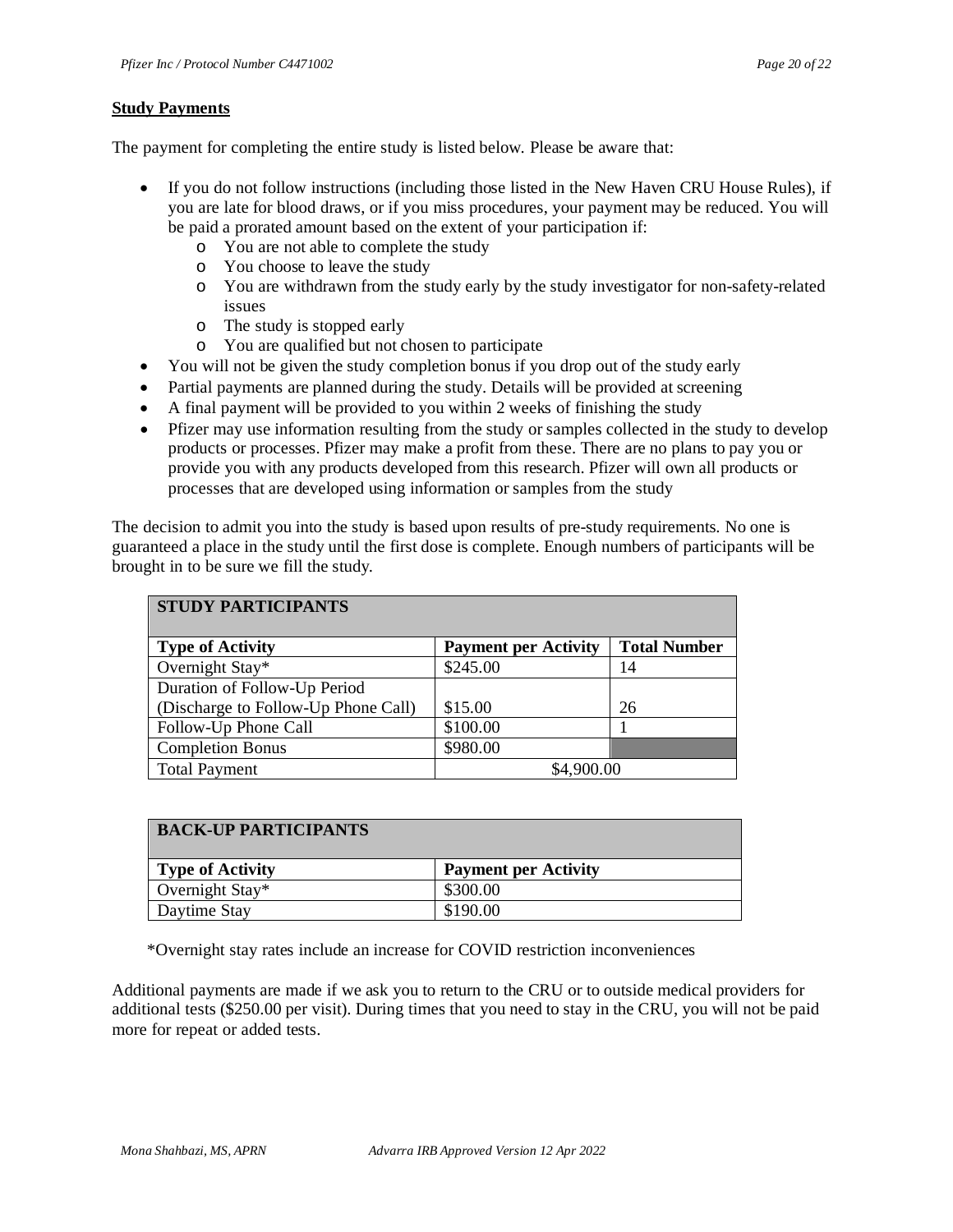**Study Payments**

The payment for completing the entire study is listed below. Please be aware that:

- If you do not follow instructions (including those listed in the New Haven CRU House Rules), if you are late for blood draws, or if you miss procedures, your payment may be reduced. You will be paid a prorated amount based on the extent of your participation if:
  - You are not able to complete the study
  - You choose to leave the study
  - You are withdrawn from the study early by the study investigator for non-safety-related issues
  - The study is stopped early
  - You are qualified but not chosen to participate
- You will not be given the study completion bonus if you drop out of the study early
- Partial payments are planned during the study. Details will be provided at screening
- A final payment will be provided to you within 2 weeks of finishing the study
- Pfizer may use information resulting from the study or samples collected in the study to develop products or processes. Pfizer may make a profit from these. There are no plans to pay you or provide you with any products developed from this research. Pfizer will own all products or processes that are developed using information or samples from the study

The decision to admit you into the study is based upon results of pre-study requirements. No one is guaranteed a place in the study until the first dose is complete. Enough numbers of participants will be brought in to be sure we fill the study.

| **STUDY PARTICIPANTS** | | |
|---|---|---|
| **Type of Activity** | **Payment per Activity** | **Total Number** |
| Overnight Stay* | $245.00 | 14 |
| Duration of Follow-Up Period (Discharge to Follow-Up Phone Call) | $15.00 | 26 |
| Follow-Up Phone Call | $100.00 | 1 |
| Completion Bonus | $980.00 | |
| Total Payment | $4,900.00 | |

| **BACK-UP PARTICIPANTS** | |
|---|---|
| **Type of Activity** | **Payment per Activity** |
| Overnight Stay* | $300.00 |
| Daytime Stay | $190.00 |

*Overnight stay rates include an increase for COVID restriction inconveniences

Additional payments are made if we ask you to return to the CRU or to outside medical providers for additional tests ($250.00 per visit). During times that you need to stay in the CRU, you will not be paid more for repeat or added tests.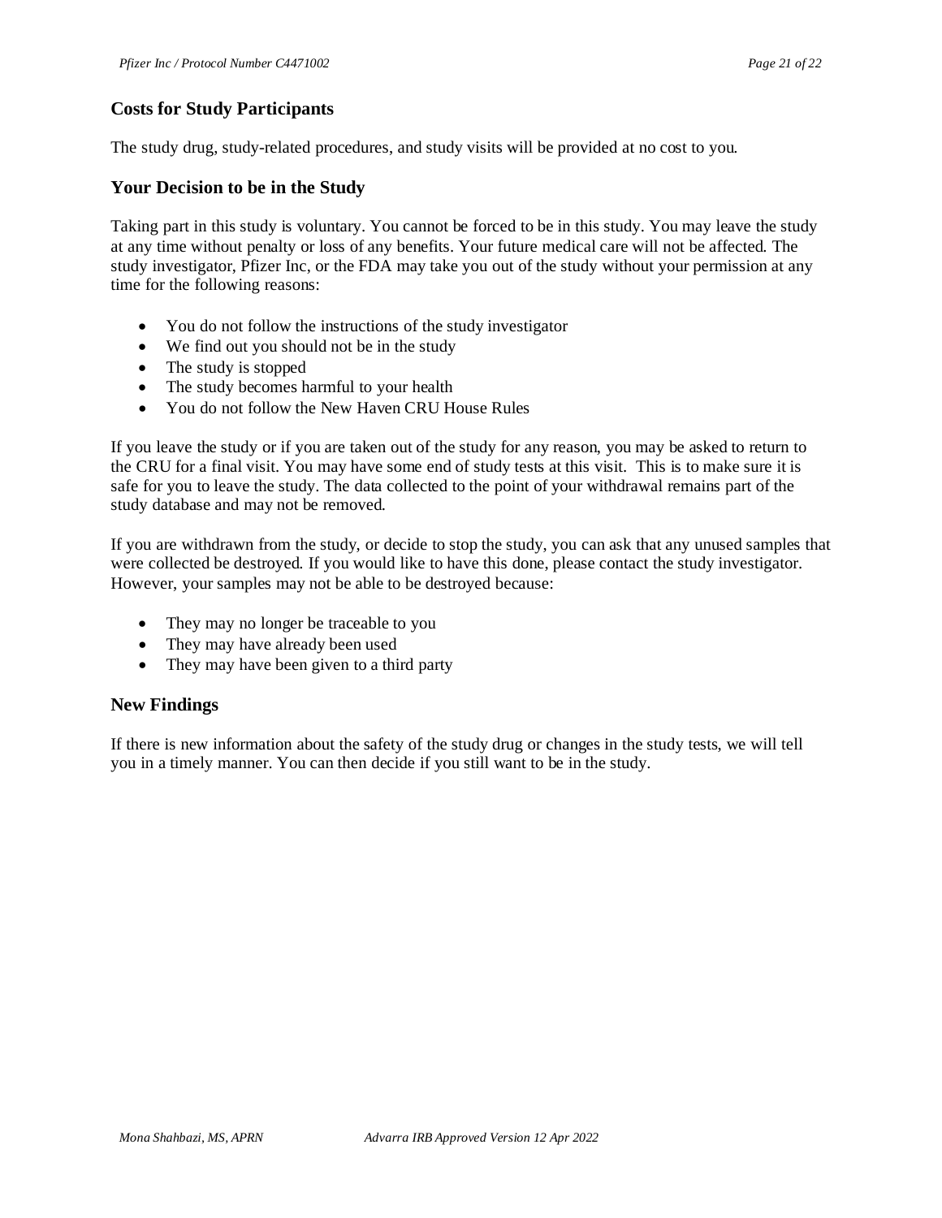## Costs for Study Participants

The study drug, study-related procedures, and study visits will be provided at no cost to you.

## Your Decision to be in the Study

Taking part in this study is voluntary. You cannot be forced to be in this study. You may leave the study at any time without penalty or loss of any benefits. Your future medical care will not be affected. The study investigator, Pfizer Inc, or the FDA may take you out of the study without your permission at any time for the following reasons:

- You do not follow the instructions of the study investigator
- We find out you should not be in the study
- The study is stopped
- The study becomes harmful to your health
- You do not follow the New Haven CRU House Rules

If you leave the study or if you are taken out of the study for any reason, you may be asked to return to the CRU for a final visit. You may have some end of study tests at this visit. This is to make sure it is safe for you to leave the study. The data collected to the point of your withdrawal remains part of the study database and may not be removed.

If you are withdrawn from the study, or decide to stop the study, you can ask that any unused samples that were collected be destroyed. If you would like to have this done, please contact the study investigator. However, your samples may not be able to be destroyed because:

- They may no longer be traceable to you
- They may have already been used
- They may have been given to a third party

## New Findings

If there is new information about the safety of the study drug or changes in the study tests, we will tell you in a timely manner. You can then decide if you still want to be in the study.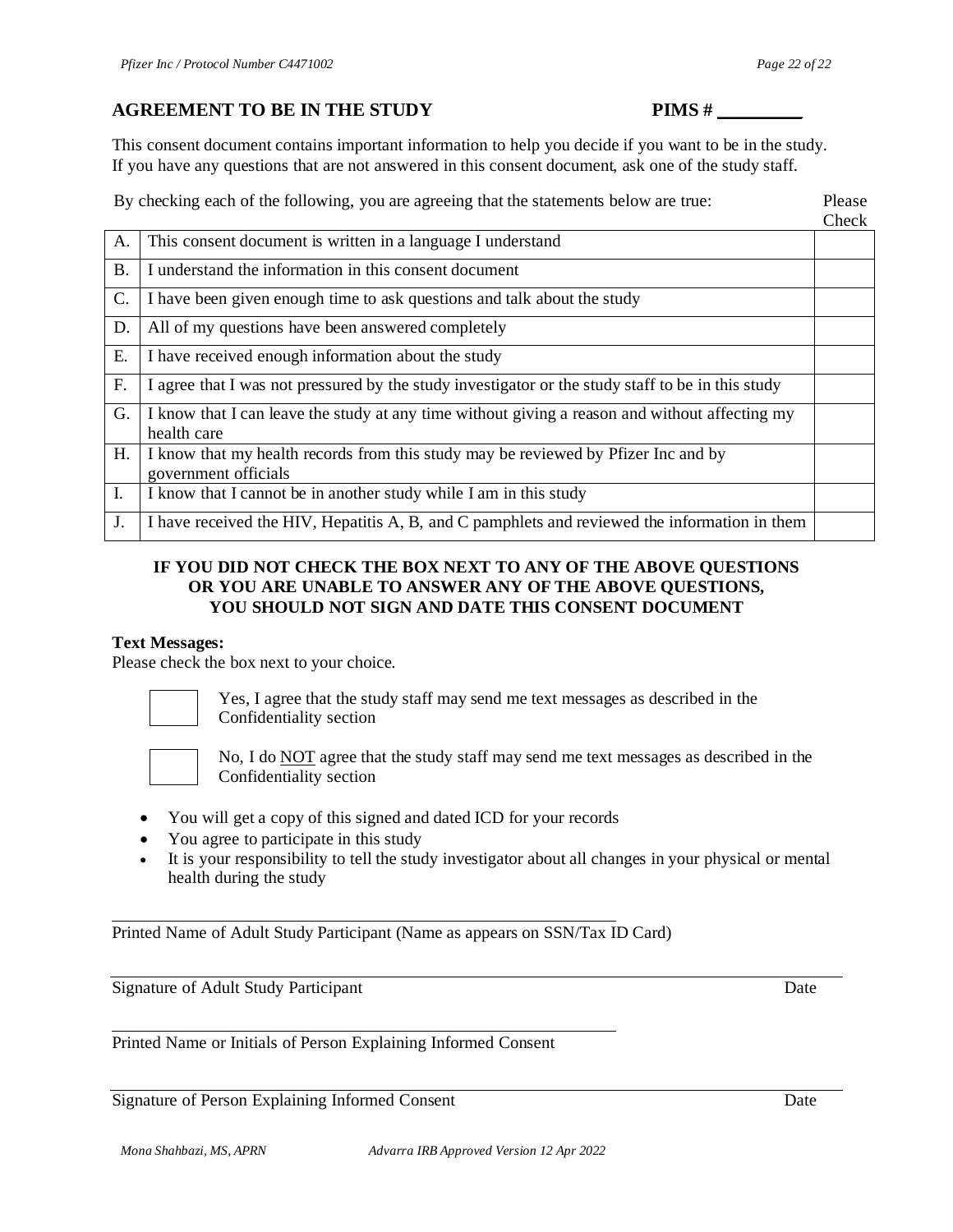## AGREEMENT TO BE IN THE STUDY

**PIMS # __________**

This consent document contains important information to help you decide if you want to be in the study. If you have any questions that are not answered in this consent document, ask one of the study staff.

By checking each of the following, you are agreeing that the statements below are true:

| | | Please Check |
|---|---|---|
| A. | This consent document is written in a language I understand | |
| B. | I understand the information in this consent document | |
| C. | I have been given enough time to ask questions and talk about the study | |
| D. | All of my questions have been answered completely | |
| E. | I have received enough information about the study | |
| F. | I agree that I was not pressured by the study investigator or the study staff to be in this study | |
| G. | I know that I can leave the study at any time without giving a reason and without affecting my health care | |
| H. | I know that my health records from this study may be reviewed by Pfizer Inc and by government officials | |
| I. | I know that I cannot be in another study while I am in this study | |
| J. | I have received the HIV, Hepatitis A, B, and C pamphlets and reviewed the information in them | |

**IF YOU DID NOT CHECK THE BOX NEXT TO ANY OF THE ABOVE QUESTIONS OR YOU ARE UNABLE TO ANSWER ANY OF THE ABOVE QUESTIONS, YOU SHOULD NOT SIGN AND DATE THIS CONSENT DOCUMENT**

**Text Messages:**
Please check the box next to your choice.

☐ Yes, I agree that the study staff may send me text messages as described in the Confidentiality section

☐ No, I do NOT agree that the study staff may send me text messages as described in the Confidentiality section

- You will get a copy of this signed and dated ICD for your records
- You agree to participate in this study
- It is your responsibility to tell the study investigator about all changes in your physical or mental health during the study

_______________________________________________
Printed Name of Adult Study Participant (Name as appears on SSN/Tax ID Card)

_______________________________________________
Signature of Adult Study Participant — Date

_______________________________________________
Printed Name or Initials of Person Explaining Informed Consent

_______________________________________________
Signature of Person Explaining Informed Consent — Date

*Mona Shahbazi, MS, APRN*

*Advarra IRB Approved Version 12 Apr 2022*